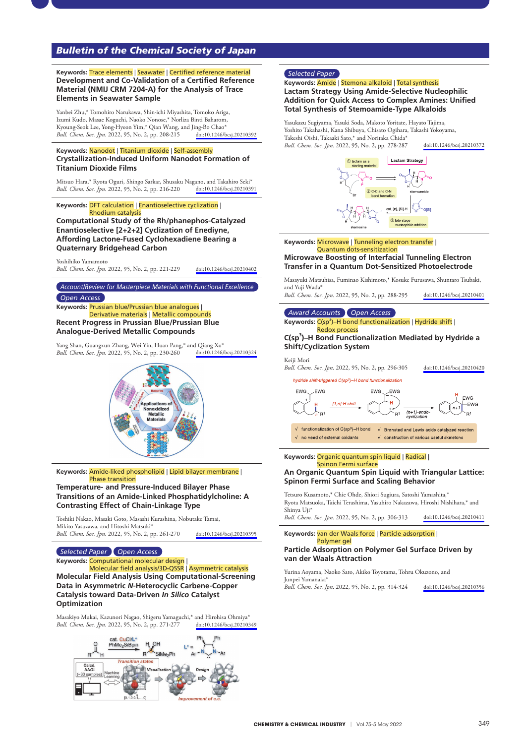## Bulletin of the Chemical Society of Japan

**Keywords:** Trace elements | Seawater | Certified reference material

### Development and Co-Validation of a Certified Reference Material (NMIJ CRM 7204-A) for the Analysis of Trace Elements in Seawater Sample

Yanbei Zhu,* Tomohiro Narukawa, Shin-ichi Miyashita, Tomoko Ariga, Izumi Kudo, Masae Koguchi, Naoko Nonose,* Norliza Binti Baharom, Kyoung-Seok Lee, Yong-Hyeon Yim,* Qian Wang, and Jing-Bo Chao*
*Bull. Chem. Soc. Jpn.* 2022, 95, No. 2, pp. 208-215 doi:10.1246/bcsj.20210392

**Keywords:** Nanodot | Titanium dioxide | Self-assembly

### Crystallization-Induced Uniform Nanodot Formation of Titanium Dioxide Films

Mitsuo Hara,* Ryota Oguri, Shingo Sarkar, Shusaku Nagano, and Takahiro Seki*
*Bull. Chem. Soc. Jpn.* 2022, 95, No. 2, pp. 216-220 doi:10.1246/bcsj.20210391

**Keywords:** DFT calculation | Enantioselective cyclization | Rhodium catalysis

### Computational Study of the Rh/phanephos-Catalyzed Enantioselective [2+2+2] Cyclization of Enediyne, Affording Lactone-Fused Cyclohexadiene Bearing a Quaternary Bridgehead Carbon

Yoshihiko Yamamoto
*Bull. Chem. Soc. Jpn.* 2022, 95, No. 2, pp. 221-229 doi:10.1246/bcsj.20210402

*Account/Review for Masterpiece Materials with Functional Excellence*
*Open Access*

**Keywords:** Prussian blue/Prussian blue analogues | Derivative materials | Metallic compounds

### Recent Progress in Prussian Blue/Prussian Blue Analogue-Derived Metallic Compounds

Yang Shan, Guangxun Zhang, Wei Yin, Huan Pang,* and Qiang Xu*
*Bull. Chem. Soc. Jpn.* 2022, 95, No. 2, pp. 230-260 doi:10.1246/bcsj.20210324

**Keywords:** Amide-liked phospholipid | Lipid bilayer membrane | Phase transition

### Temperature- and Pressure-Induced Bilayer Phase Transitions of an Amide-Linked Phosphatidylcholine: A Contrasting Effect of Chain-Linkage Type

Toshiki Nakao, Masaki Goto, Masashi Kurashina, Nobutake Tamai, Mikito Yasuzawa, and Hitoshi Matsuki*
*Bull. Chem. Soc. Jpn.* 2022, 95, No. 2, pp. 261-270 doi:10.1246/bcsj.20210395

*Selected Paper* *Open Access*

**Keywords:** Computational molecular design | Molecular field analysis/3D-QSSR | Asymmetric catalysis

### Molecular Field Analysis Using Computational-Screening Data in Asymmetric *N*-Heterocyclic Carbene-Copper Catalysis toward Data-Driven *In Silico* Catalyst Optimization

Masakiyo Mukai, Kazunori Nagao, Shigeru Yamaguchi,* and Hirohisa Ohmiya*
*Bull. Chem. Soc. Jpn.* 2022, 95, No. 2, pp. 271-277 doi:10.1246/bcsj.20210349

*Selected Paper*

**Keywords:** Amide | Stemona alkaloid | Total synthesis

### Lactam Strategy Using Amide-Selective Nucleophilic Addition for Quick Access to Complex Amines: Unified Total Synthesis of Stemoamide-Type Alkaloids

Yasukazu Sugiyama, Yasuki Soda, Makoto Yoritate, Hayato Tajima, Yoshito Takahashi, Kana Shibuya, Chisato Ogihara, Takashi Yokoyama, Takeshi Oishi, Takaaki Sato,* and Noritaka Chida*
*Bull. Chem. Soc. Jpn.* 2022, 95, No. 2, pp. 278-287 doi:10.1246/bcsj.20210372

**Keywords:** Microwave | Tunneling electron transfer | Quantum dots-sensitization

### Microwave Boosting of Interfacial Tunneling Electron Transfer in a Quantum Dot-Sensitized Photoelectrode

Masayuki Matsuhisa, Fuminao Kishimoto,* Kosuke Furusawa, Shuntaro Tsubaki, and Yuji Wada*
*Bull. Chem. Soc. Jpn.* 2022, 95, No. 2, pp. 288-295 doi:10.1246/bcsj.20210401

*Award Accounts* *Open Access*

**Keywords:** C($sp^3$)–H bond functionalization | Hydride shift | Redox process

### C($sp^3$)–H Bond Functionalization Mediated by Hydride a Shift/Cyclization System

Keiji Mori
*Bull. Chem. Soc. Jpn.* 2022, 95, No. 2, pp. 296-305 doi:10.1246/bcsj.20210420

**Keywords:** Organic quantum spin liquid | Radical | Spinon Fermi surface

### An Organic Quantum Spin Liquid with Triangular Lattice: Spinon Fermi Surface and Scaling Behavior

Tetsuro Kusamoto,* Chie Ohde, Shiori Sugiura, Satoshi Yamashita,* Ryota Matsuoka, Taichi Terashima, Yasuhiro Nakazawa, Hiroshi Nishihara,* and Shinya Uji*
*Bull. Chem. Soc. Jpn.* 2022, 95, No. 2, pp. 306-313 doi:10.1246/bcsj.20210411

**Keywords:** van der Waals force | Particle adsorption | Polymer gel

### Particle Adsorption on Polymer Gel Surface Driven by van der Waals Attraction

Yurina Aoyama, Naoko Sato, Akiko Toyotama, Tohru Okuzono, and Junpei Yamanaka*
*Bull. Chem. Soc. Jpn.* 2022, 95, No. 2, pp. 314-324 doi:10.1246/bcsj.20210356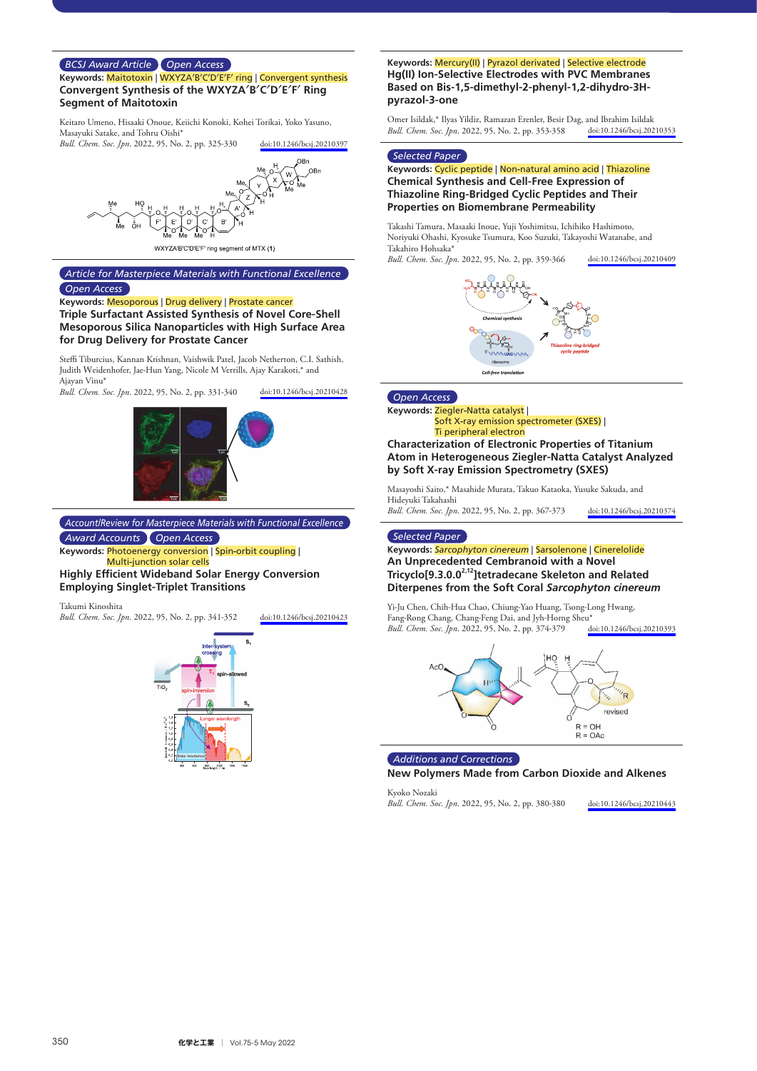BCSJ Award Article | Open Access

**Keywords:** Maitotoxin | WXYZA′B′C′D′E′F′ ring | Convergent synthesis

### Convergent Synthesis of the WXYZA′B′C′D′E′F′ Ring Segment of Maitotoxin

Keitaro Umeno, Hisaaki Onoue, Keiichi Konoki, Kohei Torikai, Yoko Yasuno, Masayuki Satake, and Tohru Oishi*

*Bull. Chem. Soc. Jpn.* 2022, 95, No. 2, pp. 325-330 doi:10.1246/bcsj.20210397

WXYZA′B′C′D′E′F′ ring segment of MTX (1)

Article for Masterpiece Materials with Functional Excellence | Open Access

**Keywords:** Mesoporous | Drug delivery | Prostate cancer

### Triple Surfactant Assisted Synthesis of Novel Core-Shell Mesoporous Silica Nanoparticles with High Surface Area for Drug Delivery for Prostate Cancer

Steffi Tiburcius, Kannan Krishnan, Vaishwik Patel, Jacob Netherton, C.I. Sathish, Judith Weidenhofer, Jae-Hun Yang, Nicole M Verrills, Ajay Karakoti,* and Ajayan Vinu*

*Bull. Chem. Soc. Jpn.* 2022, 95, No. 2, pp. 331-340 doi:10.1246/bcsj.20210428

Account/Review for Masterpiece Materials with Functional Excellence | Award Accounts | Open Access

**Keywords:** Photoenergy conversion | Spin-orbit coupling | Multi-junction solar cells

### Highly Efficient Wideband Solar Energy Conversion Employing Singlet-Triplet Transitions

Takumi Kinoshita

*Bull. Chem. Soc. Jpn.* 2022, 95, No. 2, pp. 341-352 doi:10.1246/bcsj.20210423

**Keywords:** Mercury(II) | Pyrazol derivated | Selective electrode

### Hg(II) Ion-Selective Electrodes with PVC Membranes Based on Bis-1,5-dimethyl-2-phenyl-1,2-dihydro-3H-pyrazol-3-one

Omer Isildak,* Ilyas Yildiz, Ramazan Erenler, Besir Dag, and Ibrahim Isildak

*Bull. Chem. Soc. Jpn.* 2022, 95, No. 2, pp. 353-358 doi:10.1246/bcsj.20210353

Selected Paper

**Keywords:** Cyclic peptide | Non-natural amino acid | Thiazoline

### Chemical Synthesis and Cell-Free Expression of Thiazoline Ring-Bridged Cyclic Peptides and Their Properties on Biomembrane Permeability

Takashi Tamura, Masaaki Inoue, Yuji Yoshimitsu, Ichihiko Hashimoto, Noriyuki Ohashi, Kyosuke Tsumura, Koo Suzuki, Takayoshi Watanabe, and Takahiro Hohsaka*

*Bull. Chem. Soc. Jpn.* 2022, 95, No. 2, pp. 359-366 doi:10.1246/bcsj.20210409

Open Access

**Keywords:** Ziegler-Natta catalyst | Soft X-ray emission spectrometer (SXES) | Ti peripheral electron

### Characterization of Electronic Properties of Titanium Atom in Heterogeneous Ziegler-Natta Catalyst Analyzed by Soft X-ray Emission Spectrometry (SXES)

Masayoshi Saito,* Masahide Murata, Takuo Kataoka, Yusuke Sakuda, and Hideyuki Takahashi

*Bull. Chem. Soc. Jpn.* 2022, 95, No. 2, pp. 367-373 doi:10.1246/bcsj.20210374

Selected Paper

**Keywords:** *Sarcophyton cinereum* | Sarsolenone | Cinerelolide

### An Unprecedented Cembranoid with a Novel Tricyclo[9.3.0.0$^{2,12}$]tetradecane Skeleton and Related Diterpenes from the Soft Coral *Sarcophyton cinereum*

Yi-Ju Chen, Chih-Hua Chao, Chiung-Yao Huang, Tsong-Long Hwang, Fang-Rong Chang, Chang-Feng Dai, and Jyh-Horng Sheu*

*Bull. Chem. Soc. Jpn.* 2022, 95, No. 2, pp. 374-379 doi:10.1246/bcsj.20210393

Additions and Corrections

### New Polymers Made from Carbon Dioxide and Alkenes

Kyoko Nozaki

*Bull. Chem. Soc. Jpn.* 2022, 95, No. 2, pp. 380-380 doi:10.1246/bcsj.20210443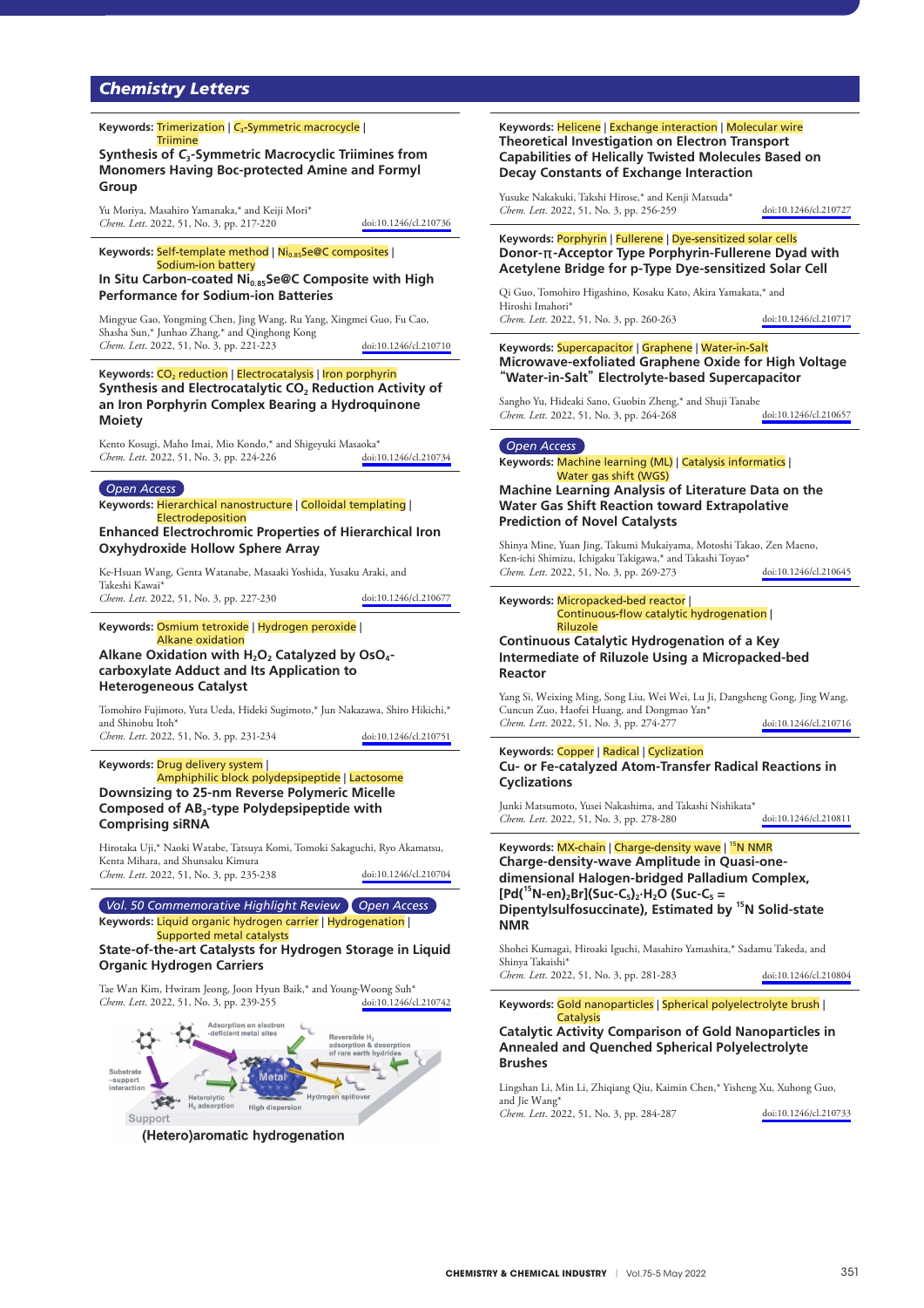## Chemistry Letters

Keywords: Trimerization | $C_3$-Symmetric macrocycle | Triimine

### Synthesis of $C_3$-Symmetric Macrocyclic Triimines from Monomers Having Boc-protected Amine and Formyl Group

Yu Moriya, Masahiro Yamanaka,* and Keiji Mori*
*Chem. Lett.* 2022, 51, No. 3, pp. 217-220 doi:10.1246/cl.210736

Keywords: Self-template method | $Ni_{0.85}Se$@C composites | Sodium-ion battery

### In Situ Carbon-coated $Ni_{0.85}Se$@C Composite with High Performance for Sodium-ion Batteries

Mingyue Gao, Yongming Chen, Jing Wang, Ru Yang, Xingmei Guo, Fu Cao, Shasha Sun,* Junhao Zhang,* and Qinghong Kong
*Chem. Lett.* 2022, 51, No. 3, pp. 221-223 doi:10.1246/cl.210710

Keywords: $CO_2$ reduction | Electrocatalysis | Iron porphyrin

### Synthesis and Electrocatalytic $CO_2$ Reduction Activity of an Iron Porphyrin Complex Bearing a Hydroquinone Moiety

Kento Kosugi, Maho Imai, Mio Kondo,* and Shigeyuki Masaoka*
*Chem. Lett.* 2022, 51, No. 3, pp. 224-226 doi:10.1246/cl.210734

Open Access
Keywords: Hierarchical nanostructure | Colloidal templating | Electrodeposition

### Enhanced Electrochromic Properties of Hierarchical Iron Oxyhydroxide Hollow Sphere Array

Ke-Hsuan Wang, Genta Watanabe, Masaaki Yoshida, Yusaku Araki, and Takeshi Kawai*
*Chem. Lett.* 2022, 51, No. 3, pp. 227-230 doi:10.1246/cl.210677

Keywords: Osmium tetroxide | Hydrogen peroxide | Alkane oxidation

### Alkane Oxidation with $H_2O_2$ Catalyzed by $OsO_4$-carboxylate Adduct and Its Application to Heterogeneous Catalyst

Tomohiro Fujimoto, Yuta Ueda, Hideki Sugimoto,* Jun Nakazawa, Shiro Hikichi,* and Shinobu Itoh*
*Chem. Lett.* 2022, 51, No. 3, pp. 231-234 doi:10.1246/cl.210751

Keywords: Drug delivery system | Amphiphilic block polydepsipeptide | Lactosome

### Downsizing to 25-nm Reverse Polymeric Micelle Composed of $AB_3$-type Polydepsipeptide with Comprising siRNA

Hirotaka Uji,* Naoki Watabe, Tatsuya Komi, Tomoki Sakaguchi, Ryo Akamatsu, Kenta Mihara, and Shunsaku Kimura
*Chem. Lett.* 2022, 51, No. 3, pp. 235-238 doi:10.1246/cl.210704

Vol. 50 Commemorative Highlight Review | Open Access
Keywords: Liquid organic hydrogen carrier | Hydrogenation | Supported metal catalysts

### State-of-the-art Catalysts for Hydrogen Storage in Liquid Organic Hydrogen Carriers

Tae Wan Kim, Hwiram Jeong, Joon Hyun Baik,* and Young-Woong Suh*
*Chem. Lett.* 2022, 51, No. 3, pp. 239-255 doi:10.1246/cl.210742

(Hetero)aromatic hydrogenation

Keywords: Helicene | Exchange interaction | Molecular wire

### Theoretical Investigation on Electron Transport Capabilities of Helically Twisted Molecules Based on Decay Constants of Exchange Interaction

Yusuke Nakakuki, Takshi Hirose,* and Kenji Matsuda*
*Chem. Lett.* 2022, 51, No. 3, pp. 256-259 doi:10.1246/cl.210727

Keywords: Porphyrin | Fullerene | Dye-sensitized solar cells

### Donor-π-Acceptor Type Porphyrin-Fullerene Dyad with Acetylene Bridge for p-Type Dye-sensitized Solar Cell

Qi Guo, Tomohiro Higashino, Kosaku Kato, Akira Yamakata,* and Hiroshi Imahori*
*Chem. Lett.* 2022, 51, No. 3, pp. 260-263 doi:10.1246/cl.210717

Keywords: Supercapacitor | Graphene | Water-in-Salt

### Microwave-exfoliated Graphene Oxide for High Voltage "Water-in-Salt" Electrolyte-based Supercapacitor

Sangho Yu, Hideaki Sano, Guobin Zheng,* and Shuji Tanabe
*Chem. Lett.* 2022, 51, No. 3, pp. 264-268 doi:10.1246/cl.210657

Open Access
Keywords: Machine learning (ML) | Catalysis informatics | Water gas shift (WGS)

### Machine Learning Analysis of Literature Data on the Water Gas Shift Reaction toward Extrapolative Prediction of Novel Catalysts

Shinya Mine, Yuan Jing, Takumi Mukaiyama, Motoshi Takao, Zen Maeno, Ken-ichi Shimizu, Ichigaku Takigawa,* and Takashi Toyao*
*Chem. Lett.* 2022, 51, No. 3, pp. 269-273 doi:10.1246/cl.210645

Keywords: Micropacked-bed reactor | Continuous-flow catalytic hydrogenation | Riluzole

### Continuous Catalytic Hydrogenation of a Key Intermediate of Riluzole Using a Micropacked-bed Reactor

Yang Si, Weixing Ming, Song Liu, Wei Wei, Lu Ji, Dangsheng Gong, Jing Wang, Cuncun Zuo, Haofei Huang, and Dongmao Yan*
*Chem. Lett.* 2022, 51, No. 3, pp. 274-277 doi:10.1246/cl.210716

Keywords: Copper | Radical | Cyclization

### Cu- or Fe-catalyzed Atom-Transfer Radical Reactions in Cyclizations

Junki Matsumoto, Yusei Nakashima, and Takashi Nishikata*
*Chem. Lett.* 2022, 51, No. 3, pp. 278-280 doi:10.1246/cl.210811

Keywords: MX-chain | Charge-density wave | $^{15}N$ NMR

### Charge-density-wave Amplitude in Quasi-one-dimensional Halogen-bridged Palladium Complex, $[Pd(^{15}N\text{-en})_2Br](Suc\text{-}C_5)_2 \cdot H_2O$ ($Suc\text{-}C_5$ = Dipentylsulfosuccinate), Estimated by $^{15}N$ Solid-state NMR

Shohei Kumagai, Hiroaki Iguchi, Masahiro Yamashita,* Sadamu Takeda, and Shinya Takaishi*
*Chem. Lett.* 2022, 51, No. 3, pp. 281-283 doi:10.1246/cl.210804

Keywords: Gold nanoparticles | Spherical polyelectrolyte brush | Catalysis

### Catalytic Activity Comparison of Gold Nanoparticles in Annealed and Quenched Spherical Polyelectrolyte Brushes

Lingshan Li, Min Li, Zhiqiang Qiu, Kaimin Chen,* Yisheng Xu, Xuhong Guo, and Jie Wang*
*Chem. Lett.* 2022, 51, No. 3, pp. 284-287 doi:10.1246/cl.210733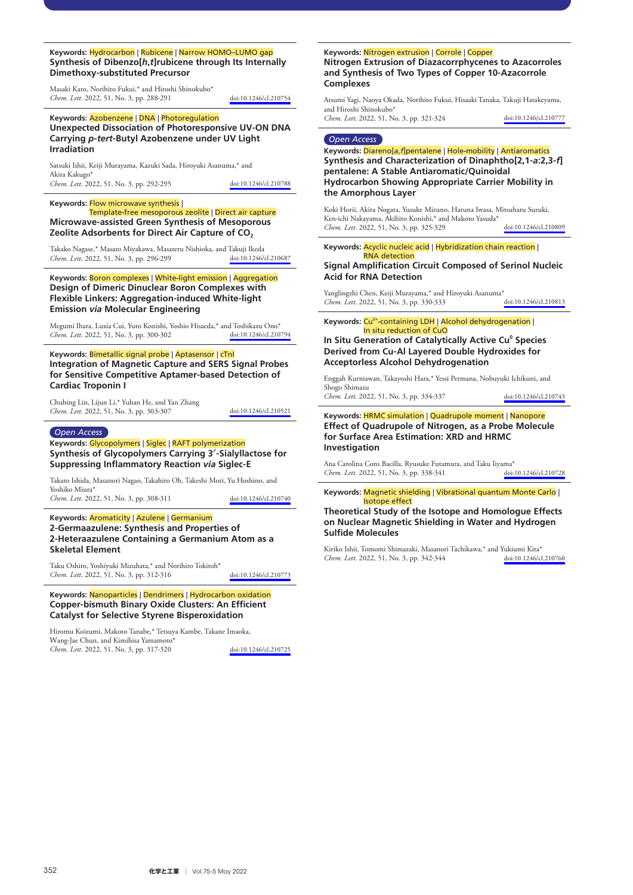Keywords: Hydrocarbon | Rubicene | Narrow HOMO–LUMO gap

**Synthesis of Dibenzo[*h*,*t*]rubicene through Its Internally Dimethoxy-substituted Precursor**

Masaki Kato, Norihito Fukui,* and Hiroshi Shinokubo*
*Chem. Lett.* 2022, 51, No. 3, pp. 288-291 doi:10.1246/cl.210754

Keywords: Azobenzene | DNA | Photoregulation

**Unexpected Dissociation of Photoresponsive UV-ON DNA Carrying *p-tert*-Butyl Azobenzene under UV Light Irradiation**

Satsuki Ishii, Keiji Murayama, Kazuki Sada, Hiroyuki Asanuma,* and Akira Kakugo*
*Chem. Lett.* 2022, 51, No. 3, pp. 292-295 doi:10.1246/cl.210788

Keywords: Flow microwave synthesis | Template-free mesoporous zeolite | Direct air capture

**Microwave-assisted Green Synthesis of Mesoporous Zeolite Adsorbents for Direct Air Capture of $CO_2$**

Takako Nagase,* Masato Miyakawa, Masateru Nishioka, and Takuji Ikeda
*Chem. Lett.* 2022, 51, No. 3, pp. 296-299 doi:10.1246/cl.210687

Keywords: Boron complexes | White-light emission | Aggregation

**Design of Dimeric Dinuclear Boron Complexes with Flexible Linkers: Aggregation-induced White-light Emission *via* Molecular Engineering**

Megumi Ihara, Luxia Cui, Yuto Konishi, Yoshio Hisaeda,* and Toshikazu Ono*
*Chem. Lett.* 2022, 51, No. 3, pp. 300-302 doi:10.1246/cl.210794

Keywords: Bimetallic signal probe | Aptasensor | cTnI

**Integration of Magnetic Capture and SERS Signal Probes for Sensitive Competitive Aptamer-based Detection of Cardiac Troponin I**

Chubing Lin, Lijun Li,* Yuhan He, and Yan Zhang
*Chem. Lett.* 2022, 51, No. 3, pp. 303-307 doi:10.1246/cl.210521

Open Access

Keywords: Glycopolymers | Siglec | RAFT polymerization

**Synthesis of Glycopolymers Carrying 3′-Sialyllactose for Suppressing Inflammatory Reaction *via* Siglec-E**

Takato Ishida, Masanori Nagao, Takahiro Oh, Takeshi Mori, Yu Hoshino, and Yoshiko Miura*
*Chem. Lett.* 2022, 51, No. 3, pp. 308-311 doi:10.1246/cl.210740

Keywords: Aromaticity | Azulene | Germanium

**2-Germaazulene: Synthesis and Properties of 2-Heteraazulene Containing a Germanium Atom as a Skeletal Element**

Taku Oshiro, Yoshiyuki Mizuhata,* and Norihiro Tokitoh*
*Chem. Lett.* 2022, 51, No. 3, pp. 312-316 doi:10.1246/cl.210773

Keywords: Nanoparticles | Dendrimers | Hydrocarbon oxidation

**Copper-bismuth Binary Oxide Clusters: An Efficient Catalyst for Selective Styrene Bisperoxidation**

Hiromu Koizumi, Makoto Tanabe,* Tetsuya Kambe, Takane Imaoka, Wang-Jae Chun, and Kimihisa Yamamoto*
*Chem. Lett.* 2022, 51, No. 3, pp. 317-320 doi:10.1246/cl.210725

Keywords: Nitrogen extrusion | Corrole | Copper

**Nitrogen Extrusion of Diazacorrphycenes to Azacorroles and Synthesis of Two Types of Copper 10-Azacorrole Complexes**

Atsumi Yagi, Naoya Okada, Norihito Fukui, Hisaaki Tanaka, Takuji Hatakeyama, and Hiroshi Shinokubo*
*Chem. Lett.* 2022, 51, No. 3, pp. 321-324 doi:10.1246/cl.210777

Open Access

Keywords: Diareno[*a*,*f*]pentalene | Hole-mobility | Antiaromatics

**Synthesis and Characterization of Dinaphtho[2,1-*a*:2,3-*f*]pentalene: A Stable Antiaromatic/Quinoidal Hydrocarbon Showing Appropriate Carrier Mobility in the Amorphous Layer**

Koki Horii, Akira Nogata, Yusuke Mizuno, Haruna Iwasa, Mitsuharu Suzuki, Ken-ichi Nakayama, Akihito Konishi,* and Makoto Yasuda*
*Chem. Lett.* 2022, 51, No. 3, pp. 325-329 doi:10.1246/cl.210809

Keywords: Acyclic nucleic acid | Hybridization chain reaction | RNA detection

**Signal Amplification Circuit Composed of Serinol Nucleic Acid for RNA Detection**

Yanglingzhi Chen, Keiji Murayama,* and Hiroyuki Asanuma*
*Chem. Lett.* 2022, 51, No. 3, pp. 330-333 doi:10.1246/cl.210813

Keywords: $Cu^{2+}$-containing LDH | Alcohol dehydrogenation | In situ reduction of CuO

**In Situ Generation of Catalytically Active $Cu^0$ Species Derived from Cu-Al Layered Double Hydroxides for Acceptorless Alcohol Dehydrogenation**

Enggah Kurniawan, Takayoshi Hara,* Yessi Permana, Nobuyuki Ichikuni, and Shogo Shimazu
*Chem. Lett.* 2022, 51, No. 3, pp. 334-337 doi:10.1246/cl.210743

Keywords: HRMC simulation | Quadrupole moment | Nanopore

**Effect of Quadrupole of Nitrogen, as a Probe Molecule for Surface Area Estimation: XRD and HRMC Investigation**

Ana Carolina Cons Bacilla, Ryusuke Futamura, and Taku Iiyama*
*Chem. Lett.* 2022, 51, No. 3, pp. 338-341 doi:10.1246/cl.210728

Keywords: Magnetic shielding | Vibrational quantum Monte Carlo | Isotope effect

**Theoretical Study of the Isotope and Homologue Effects on Nuclear Magnetic Shielding in Water and Hydrogen Sulfide Molecules**

Kiriko Ishii, Tomomi Shimazaki, Masanori Tachikawa,* and Yukiumi Kita*
*Chem. Lett.* 2022, 51, No. 3, pp. 342-344 doi:10.1246/cl.210760